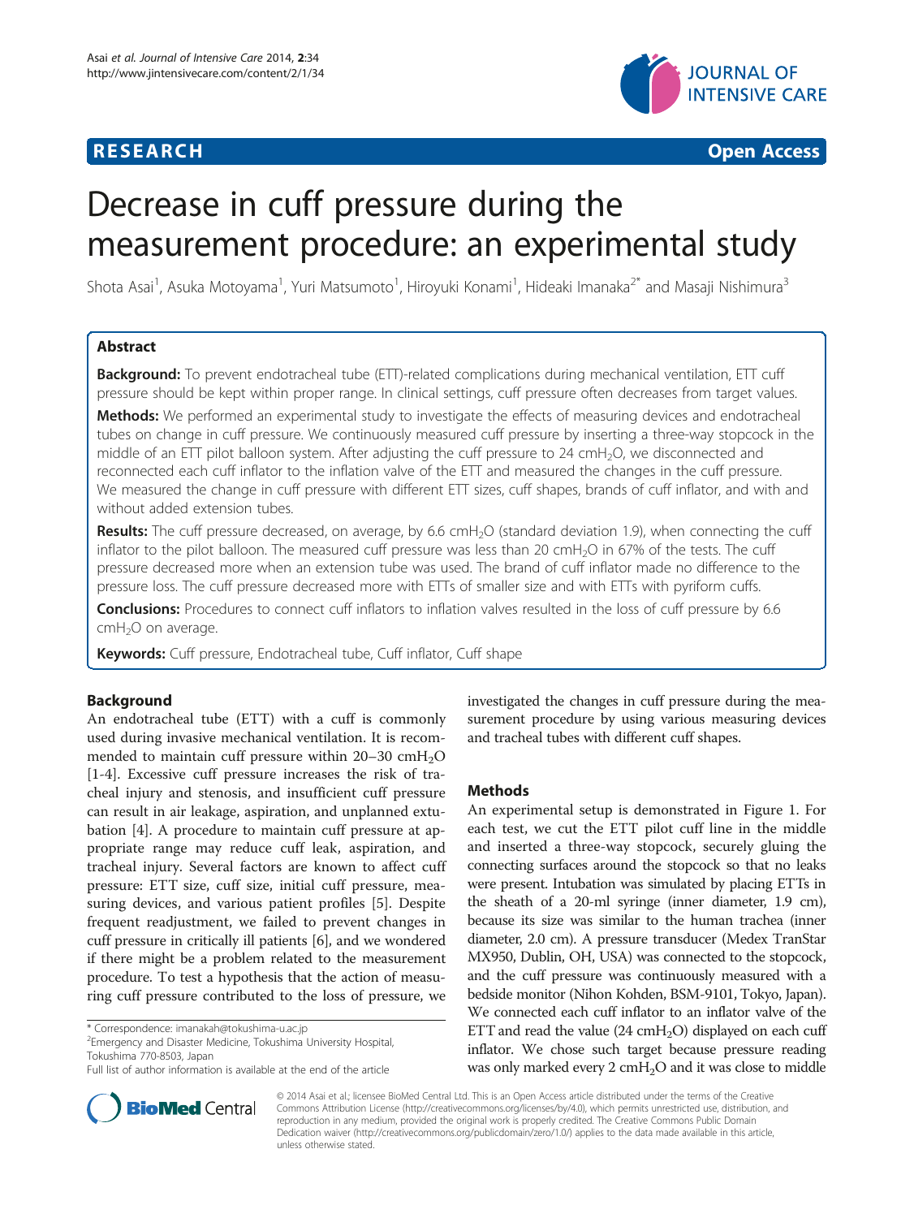**RESEARCH** **Open Access**

# Decrease in cuff pressure during the measurement procedure: an experimental study

Shota Asai[1], Asuka Motoyama[1], Yuri Matsumoto[1], Hiroyuki Konami[1], Hideaki Imanaka[2*] and Masaji Nishimura[3]

## Abstract

**Background:** To prevent endotracheal tube (ETT)-related complications during mechanical ventilation, ETT cuff pressure should be kept within proper range. In clinical settings, cuff pressure often decreases from target values.

**Methods:** We performed an experimental study to investigate the effects of measuring devices and endotracheal tubes on change in cuff pressure. We continuously measured cuff pressure by inserting a three-way stopcock in the middle of an ETT pilot balloon system. After adjusting the cuff pressure to 24 $cmH_2O$, we disconnected and reconnected each cuff inflator to the inflation valve of the ETT and measured the changes in the cuff pressure. We measured the change in cuff pressure with different ETT sizes, cuff shapes, brands of cuff inflator, and with and without added extension tubes.

**Results:** The cuff pressure decreased, on average, by 6.6 $cmH_2O$ (standard deviation 1.9), when connecting the cuff inflator to the pilot balloon. The measured cuff pressure was less than 20 $cmH_2O$ in 67% of the tests. The cuff pressure decreased more when an extension tube was used. The brand of cuff inflator made no difference to the pressure loss. The cuff pressure decreased more with ETTs of smaller size and with ETTs with pyriform cuffs.

**Conclusions:** Procedures to connect cuff inflators to inflation valves resulted in the loss of cuff pressure by 6.6 $cmH_2O$ on average.

**Keywords:** Cuff pressure, Endotracheal tube, Cuff inflator, Cuff shape

## Background

An endotracheal tube (ETT) with a cuff is commonly used during invasive mechanical ventilation. It is recommended to maintain cuff pressure within 20–30 $cmH_2O$ [1-4]. Excessive cuff pressure increases the risk of tracheal injury and stenosis, and insufficient cuff pressure can result in air leakage, aspiration, and unplanned extubation [4]. A procedure to maintain cuff pressure at appropriate range may reduce cuff leak, aspiration, and tracheal injury. Several factors are known to affect cuff pressure: ETT size, cuff size, initial cuff pressure, measuring devices, and various patient profiles [5]. Despite frequent readjustment, we failed to prevent changes in cuff pressure in critically ill patients [6], and we wondered if there might be a problem related to the measurement procedure. To test a hypothesis that the action of measuring cuff pressure contributed to the loss of pressure, we investigated the changes in cuff pressure during the measurement procedure by using various measuring devices and tracheal tubes with different cuff shapes.

## Methods

An experimental setup is demonstrated in Figure 1. For each test, we cut the ETT pilot cuff line in the middle and inserted a three-way stopcock, securely gluing the connecting surfaces around the stopcock so that no leaks were present. Intubation was simulated by placing ETTs in the sheath of a 20-ml syringe (inner diameter, 1.9 cm), because its size was similar to the human trachea (inner diameter, 2.0 cm). A pressure transducer (Medex TranStar MX950, Dublin, OH, USA) was connected to the stopcock, and the cuff pressure was continuously measured with a bedside monitor (Nihon Kohden, BSM-9101, Tokyo, Japan). We connected each cuff inflator to an inflator valve of the ETT and read the value (24 $cmH_2O$) displayed on each cuff inflator. We chose such target because pressure reading was only marked every 2 $cmH_2O$ and it was close to middle

\* Correspondence: imanakah@tokushima-u.ac.jp
[2]Emergency and Disaster Medicine, Tokushima University Hospital, Tokushima 770-8503, Japan
Full list of author information is available at the end of the article

© 2014 Asai et al.; licensee BioMed Central Ltd. This is an Open Access article distributed under the terms of the Creative Commons Attribution License (http://creativecommons.org/licenses/by/4.0), which permits unrestricted use, distribution, and reproduction in any medium, provided the original work is properly credited. The Creative Commons Public Domain Dedication waiver (http://creativecommons.org/publicdomain/zero/1.0/) applies to the data made available in this article, unless otherwise stated.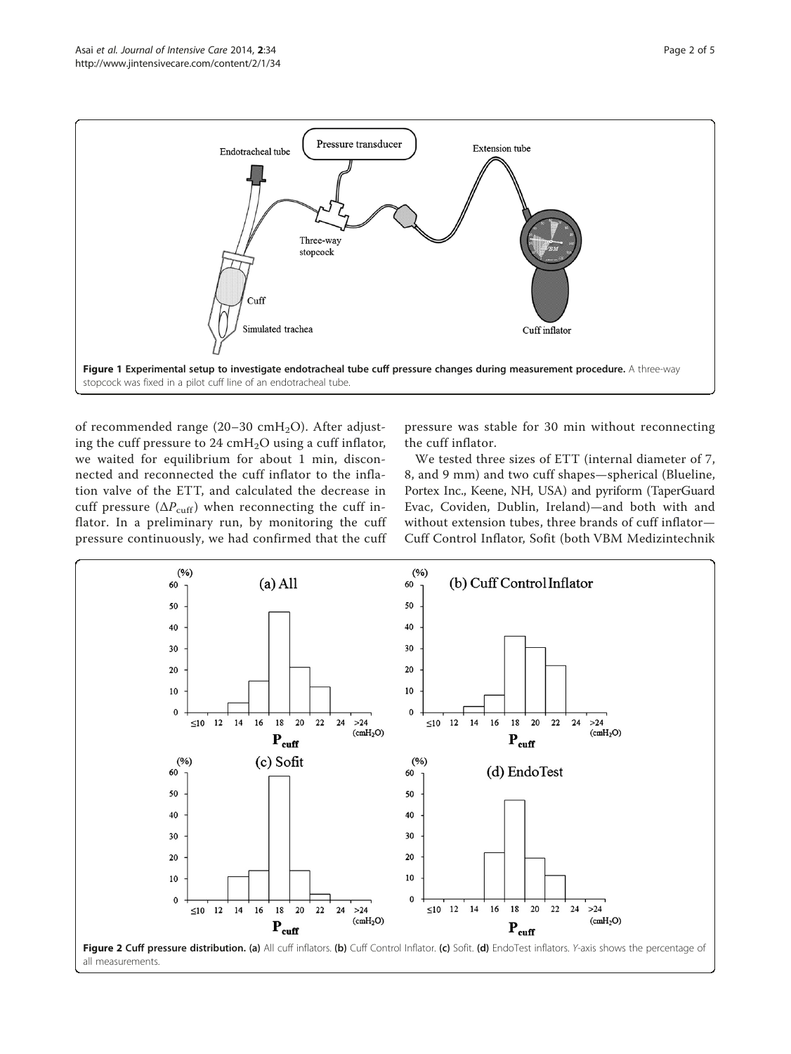Figure 1 Experimental setup to investigate endotracheal tube cuff pressure changes during measurement procedure. A three-way stopcock was fixed in a pilot cuff line of an endotracheal tube.

of recommended range (20–30 $cmH_2O$). After adjusting the cuff pressure to 24 $cmH_2O$ using a cuff inflator, we waited for equilibrium for about 1 min, disconnected and reconnected the cuff inflator to the inflation valve of the ETT, and calculated the decrease in cuff pressure ($\Delta P_{cuff}$) when reconnecting the cuff inflator. In a preliminary run, by monitoring the cuff pressure continuously, we had confirmed that the cuff pressure was stable for 30 min without reconnecting the cuff inflator.

We tested three sizes of ETT (internal diameter of 7, 8, and 9 mm) and two cuff shapes—spherical (Blueline, Portex Inc., Keene, NH, USA) and pyriform (TaperGuard Evac, Coviden, Dublin, Ireland)—and both with and without extension tubes, three brands of cuff inflator—Cuff Control Inflator, Sofit (both VBM Medizintechnik

Figure 2 Cuff pressure distribution. (a) All cuff inflators. (b) Cuff Control Inflator. (c) Sofit. (d) EndoTest inflators. *Y*-axis shows the percentage of all measurements.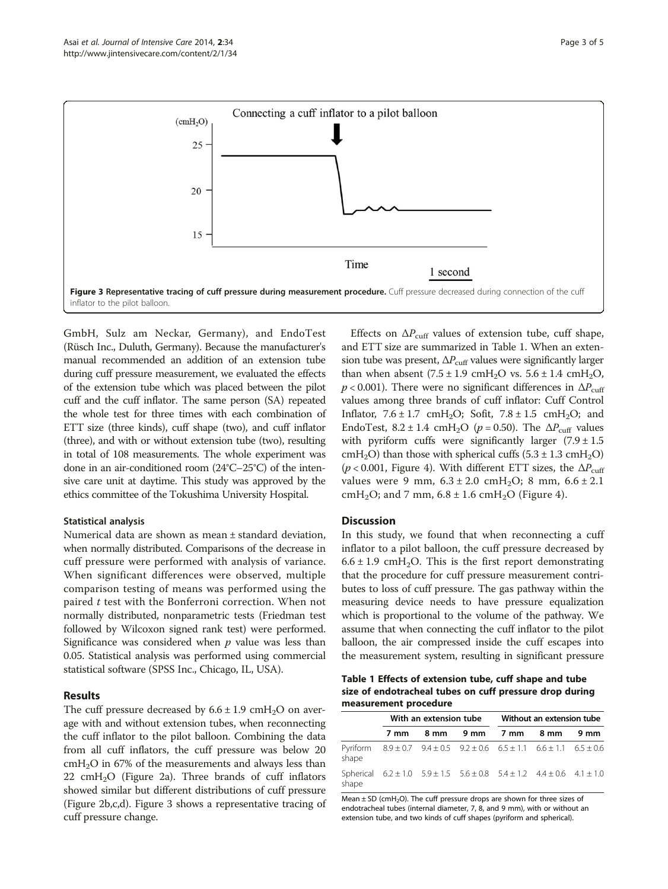Figure 3 Representative tracing of cuff pressure during measurement procedure. Cuff pressure decreased during connection of the cuff inflator to the pilot balloon.

GmbH, Sulz am Neckar, Germany), and EndoTest (Rüsch Inc., Duluth, Germany). Because the manufacturer's manual recommended an addition of an extension tube during cuff pressure measurement, we evaluated the effects of the extension tube which was placed between the pilot cuff and the cuff inflator. The same person (SA) repeated the whole test for three times with each combination of ETT size (three kinds), cuff shape (two), and cuff inflator (three), and with or without extension tube (two), resulting in total of 108 measurements. The whole experiment was done in an air-conditioned room (24°C–25°C) of the intensive care unit at daytime. This study was approved by the ethics committee of the Tokushima University Hospital.

#### Statistical analysis

Numerical data are shown as mean ± standard deviation, when normally distributed. Comparisons of the decrease in cuff pressure were performed with analysis of variance. When significant differences were observed, multiple comparison testing of means was performed using the paired $t$ test with the Bonferroni correction. When not normally distributed, nonparametric tests (Friedman test followed by Wilcoxon signed rank test) were performed. Significance was considered when $p$ value was less than 0.05. Statistical analysis was performed using commercial statistical software (SPSS Inc., Chicago, IL, USA).

## Results

The cuff pressure decreased by $6.6 \pm 1.9$ $cmH_2O$ on average with and without extension tubes, when reconnecting the cuff inflator to the pilot balloon. Combining the data from all cuff inflators, the cuff pressure was below 20 $cmH_2O$ in 67% of the measurements and always less than 22 $cmH_2O$ (Figure 2a). Three brands of cuff inflators showed similar but different distributions of cuff pressure (Figure 2b,c,d). Figure 3 shows a representative tracing of cuff pressure change.

Effects on $\Delta P_{cuff}$ values of extension tube, cuff shape, and ETT size are summarized in Table 1. When an extension tube was present, $\Delta P_{cuff}$ values were significantly larger than when absent ($7.5 \pm 1.9$ $cmH_2O$ vs. $5.6 \pm 1.4$ $cmH_2O$, $p < 0.001$). There were no significant differences in $\Delta P_{cuff}$ values among three brands of cuff inflator: Cuff Control Inflator, $7.6 \pm 1.7$ $cmH_2O$; Sofit, $7.8 \pm 1.5$ $cmH_2O$; and EndoTest, $8.2 \pm 1.4$ $cmH_2O$ ($p = 0.50$). The $\Delta P_{cuff}$ values with pyriform cuffs were significantly larger ($7.9 \pm 1.5$ $cmH_2O$) than those with spherical cuffs ($5.3 \pm 1.3$ $cmH_2O$) ($p < 0.001$, Figure 4). With different ETT sizes, the $\Delta P_{cuff}$ values were 9 mm, $6.3 \pm 2.0$ $cmH_2O$; 8 mm, $6.6 \pm 2.1$ $cmH_2O$; and 7 mm, $6.8 \pm 1.6$ $cmH_2O$ (Figure 4).

## Discussion

In this study, we found that when reconnecting a cuff inflator to a pilot balloon, the cuff pressure decreased by $6.6 \pm 1.9$ $cmH_2O$. This is the first report demonstrating that the procedure for cuff pressure measurement contributes to loss of cuff pressure. The gas pathway within the measuring device needs to have pressure equalization which is proportional to the volume of the pathway. We assume that when connecting the cuff inflator to the pilot balloon, the air compressed inside the cuff escapes into the measurement system, resulting in significant pressure

**Table 1 Effects of extension tube, cuff shape and tube size of endotracheal tubes on cuff pressure drop during measurement procedure**

| | With an extension tube | | | Without an extension tube | | |
|---|---|---|---|---|---|---|
| | 7 mm | 8 mm | 9 mm | 7 mm | 8 mm | 9 mm |
| Pyriform shape | 8.9 ± 0.7 | 9.4 ± 0.5 | 9.2 ± 0.6 | 6.5 ± 1.1 | 6.6 ± 1.1 | 6.5 ± 0.6 |
| Spherical shape | 6.2 ± 1.0 | 5.9 ± 1.5 | 5.6 ± 0.8 | 5.4 ± 1.2 | 4.4 ± 0.6 | 4.1 ± 1.0 |

Mean ± SD ($cmH_2O$). The cuff pressure drops are shown for three sizes of endotracheal tubes (internal diameter, 7, 8, and 9 mm), with or without an extension tube, and two kinds of cuff shapes (pyriform and spherical).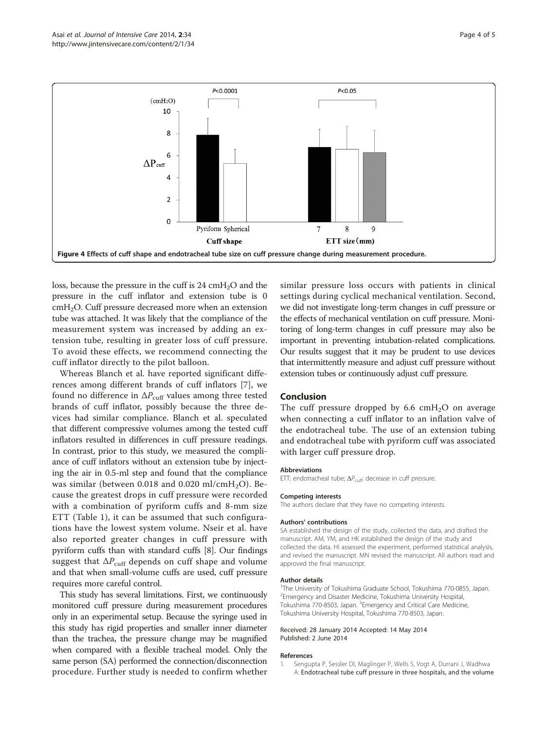Figure 4 Effects of cuff shape and endotracheal tube size on cuff pressure change during measurement procedure.

loss, because the pressure in the cuff is 24 $cmH_2O$ and the pressure in the cuff inflator and extension tube is 0 $cmH_2O$. Cuff pressure decreased more when an extension tube was attached. It was likely that the compliance of the measurement system was increased by adding an extension tube, resulting in greater loss of cuff pressure. To avoid these effects, we recommend connecting the cuff inflator directly to the pilot balloon.

Whereas Blanch et al. have reported significant differences among different brands of cuff inflators [7], we found no difference in $\Delta P_{cuff}$ values among three tested brands of cuff inflator, possibly because the three devices had similar compliance. Blanch et al. speculated that different compressive volumes among the tested cuff inflators resulted in differences in cuff pressure readings. In contrast, prior to this study, we measured the compliance of cuff inflators without an extension tube by injecting the air in 0.5-ml step and found that the compliance was similar (between 0.018 and 0.020 ml/$cmH_2O$). Because the greatest drops in cuff pressure were recorded with a combination of pyriform cuffs and 8-mm size ETT (Table 1), it can be assumed that such configurations have the lowest system volume. Nseir et al. have also reported greater changes in cuff pressure with pyriform cuffs than with standard cuffs [8]. Our findings suggest that $\Delta P_{cuff}$ depends on cuff shape and volume and that when small-volume cuffs are used, cuff pressure requires more careful control.

This study has several limitations. First, we continuously monitored cuff pressure during measurement procedures only in an experimental setup. Because the syringe used in this study has rigid properties and smaller inner diameter than the trachea, the pressure change may be magnified when compared with a flexible tracheal model. Only the same person (SA) performed the connection/disconnection procedure. Further study is needed to confirm whether similar pressure loss occurs with patients in clinical settings during cyclical mechanical ventilation. Second, we did not investigate long-term changes in cuff pressure or the effects of mechanical ventilation on cuff pressure. Monitoring of long-term changes in cuff pressure may also be important in preventing intubation-related complications. Our results suggest that it may be prudent to use devices that intermittently measure and adjust cuff pressure without extension tubes or continuously adjust cuff pressure.

## Conclusion

The cuff pressure dropped by 6.6 $cmH_2O$ on average when connecting a cuff inflator to an inflation valve of the endotracheal tube. The use of an extension tubing and endotracheal tube with pyriform cuff was associated with larger cuff pressure drop.

#### Abbreviations

ETT: endotracheal tube; $\Delta P_{cuff}$: decrease in cuff pressure.

#### Competing interests

The authors declare that they have no competing interests.

#### Authors' contributions

SA established the design of the study, collected the data, and drafted the manuscript. AM, YM, and HK established the design of the study and collected the data. HI assessed the experiment, performed statistical analysis, and revised the manuscript. MN revised the manuscript. All authors read and approved the final manuscript.

#### Author details

[1]The University of Tokushima Graduate School, Tokushima 770-0855, Japan. [2]Emergency and Disaster Medicine, Tokushima University Hospital, Tokushima 770-8503, Japan. [3]Emergency and Critical Care Medicine, Tokushima University Hospital, Tokushima 770-8503, Japan.

Received: 28 January 2014 Accepted: 14 May 2014
Published: 2 June 2014

#### References

1. Sengupta P, Sessler DI, Maglinger P, Wells S, Vogt A, Durrani J, Wadhwa A: Endotracheal tube cuff pressure in three hospitals, and the volume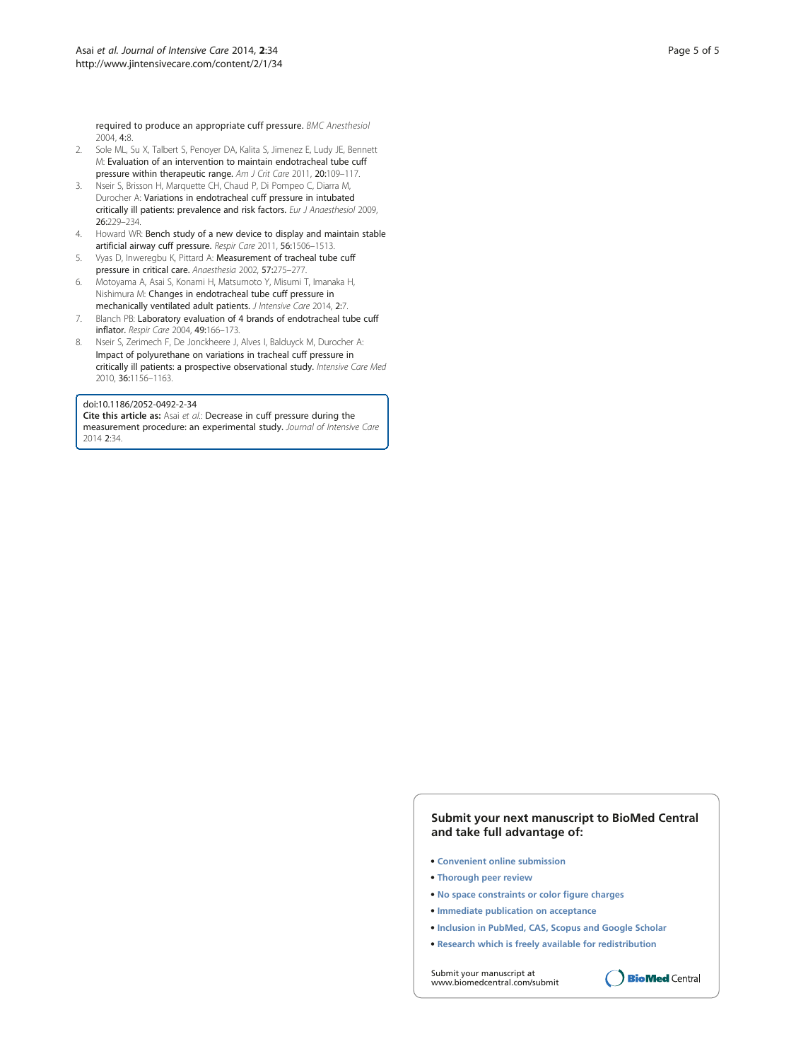required to produce an appropriate cuff pressure. *BMC Anesthesiol* 2004, **4**:8.

2. Sole ML, Su X, Talbert S, Penoyer DA, Kalita S, Jimenez E, Ludy JE, Bennett M: **Evaluation of an intervention to maintain endotracheal tube cuff pressure within therapeutic range.** *Am J Crit Care* 2011, **20**:109–117.
3. Nseir S, Brisson H, Marquette CH, Chaud P, Di Pompeo C, Diarra M, Durocher A: **Variations in endotracheal cuff pressure in intubated critically ill patients: prevalence and risk factors.** *Eur J Anaesthesiol* 2009, **26**:229–234.
4. Howard WR: **Bench study of a new device to display and maintain stable artificial airway cuff pressure.** *Respir Care* 2011, **56**:1506–1513.
5. Vyas D, Inweregbu K, Pittard A: **Measurement of tracheal tube cuff pressure in critical care.** *Anaesthesia* 2002, **57**:275–277.
6. Motoyama A, Asai S, Konami H, Matsumoto Y, Misumi T, Imanaka H, Nishimura M: **Changes in endotracheal tube cuff pressure in mechanically ventilated adult patients.** *J Intensive Care* 2014, **2**:7.
7. Blanch PB: **Laboratory evaluation of 4 brands of endotracheal tube cuff inflator.** *Respir Care* 2004, **49**:166–173.
8. Nseir S, Zerimech F, De Jonckheere J, Alves I, Balduyck M, Durocher A: **Impact of polyurethane on variations in tracheal cuff pressure in critically ill patients: a prospective observational study.** *Intensive Care Med* 2010, **36**:1156–1163.

doi:10.1186/2052-0492-2-34

**Cite this article as:** Asai *et al.*: Decrease in cuff pressure during the measurement procedure: an experimental study. *Journal of Intensive Care* 2014 **2**:34.

**Submit your next manuscript to BioMed Central and take full advantage of:**

- **Convenient online submission**
- **Thorough peer review**
- **No space constraints or color figure charges**
- **Immediate publication on acceptance**
- **Inclusion in PubMed, CAS, Scopus and Google Scholar**
- **Research which is freely available for redistribution**

Submit your manuscript at www.biomedcentral.com/submit

BioMed Central